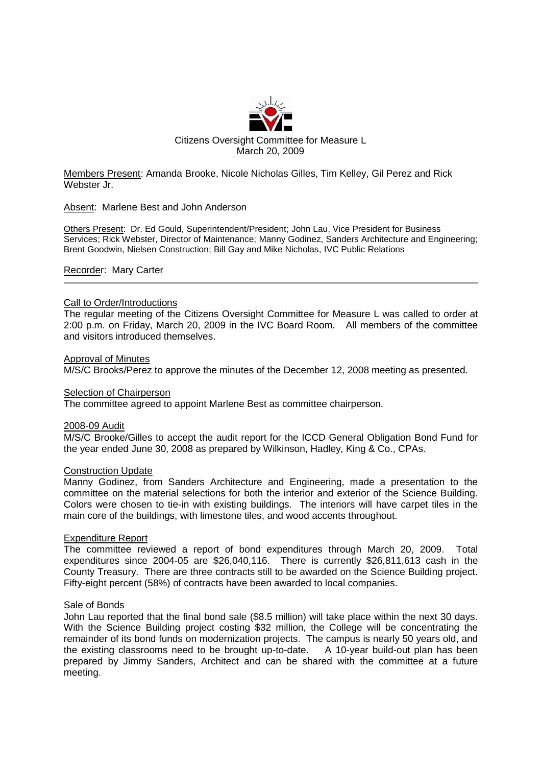Citizens Oversight Committee for Measure L
March 20, 2009

Members Present: Amanda Brooke, Nicole Nicholas Gilles, Tim Kelley, Gil Perez and Rick Webster Jr.

Absent: Marlene Best and John Anderson

Others Present: Dr. Ed Gould, Superintendent/President; John Lau, Vice President for Business Services; Rick Webster, Director of Maintenance; Manny Godinez, Sanders Architecture and Engineering; Brent Goodwin, Nielsen Construction; Bill Gay and Mike Nicholas, IVC Public Relations

Recorder: Mary Carter

---

## Call to Order/Introductions

The regular meeting of the Citizens Oversight Committee for Measure L was called to order at 2:00 p.m. on Friday, March 20, 2009 in the IVC Board Room. All members of the committee and visitors introduced themselves.

## Approval of Minutes

M/S/C Brooks/Perez to approve the minutes of the December 12, 2008 meeting as presented.

## Selection of Chairperson

The committee agreed to appoint Marlene Best as committee chairperson.

## 2008-09 Audit

M/S/C Brooke/Gilles to accept the audit report for the ICCD General Obligation Bond Fund for the year ended June 30, 2008 as prepared by Wilkinson, Hadley, King & Co., CPAs.

## Construction Update

Manny Godinez, from Sanders Architecture and Engineering, made a presentation to the committee on the material selections for both the interior and exterior of the Science Building. Colors were chosen to tie-in with existing buildings. The interiors will have carpet tiles in the main core of the buildings, with limestone tiles, and wood accents throughout.

## Expenditure Report

The committee reviewed a report of bond expenditures through March 20, 2009. Total expenditures since 2004-05 are $26,040,116. There is currently $26,811,613 cash in the County Treasury. There are three contracts still to be awarded on the Science Building project. Fifty-eight percent (58%) of contracts have been awarded to local companies.

## Sale of Bonds

John Lau reported that the final bond sale ($8.5 million) will take place within the next 30 days. With the Science Building project costing $32 million, the College will be concentrating the remainder of its bond funds on modernization projects. The campus is nearly 50 years old, and the existing classrooms need to be brought up-to-date. A 10-year build-out plan has been prepared by Jimmy Sanders, Architect and can be shared with the committee at a future meeting.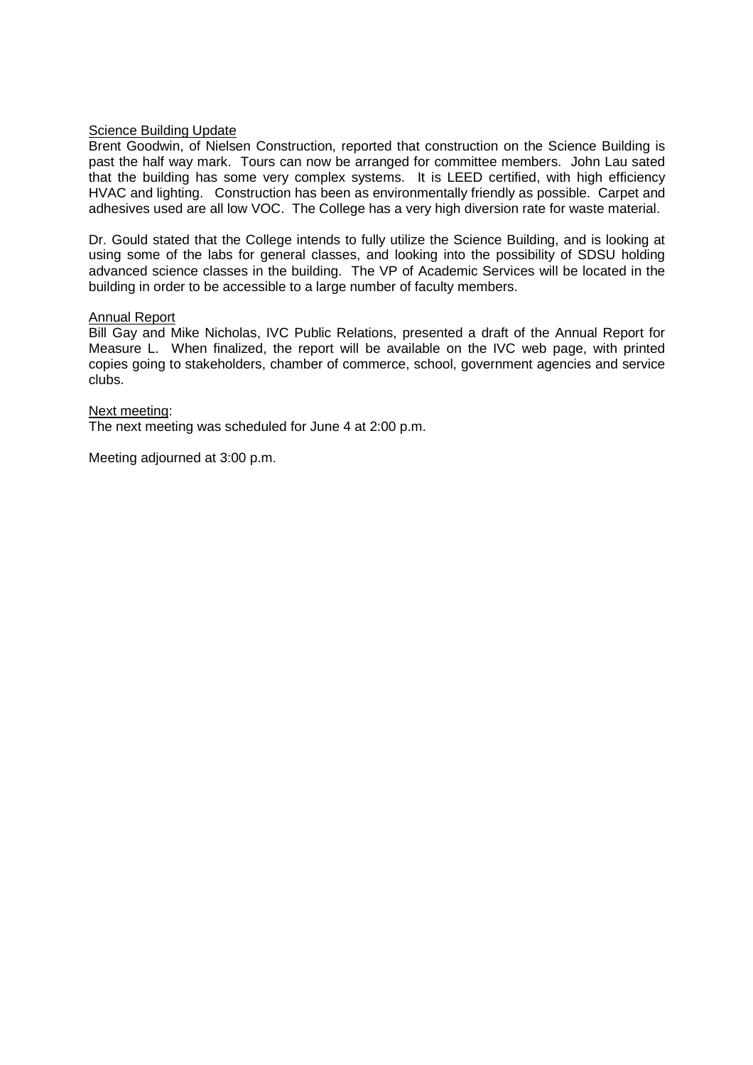<u>Science Building Update</u>

Brent Goodwin, of Nielsen Construction, reported that construction on the Science Building is past the half way mark. Tours can now be arranged for committee members. John Lau sated that the building has some very complex systems. It is LEED certified, with high efficiency HVAC and lighting. Construction has been as environmentally friendly as possible. Carpet and adhesives used are all low VOC. The College has a very high diversion rate for waste material.

Dr. Gould stated that the College intends to fully utilize the Science Building, and is looking at using some of the labs for general classes, and looking into the possibility of SDSU holding advanced science classes in the building. The VP of Academic Services will be located in the building in order to be accessible to a large number of faculty members.

<u>Annual Report</u>

Bill Gay and Mike Nicholas, IVC Public Relations, presented a draft of the Annual Report for Measure L. When finalized, the report will be available on the IVC web page, with printed copies going to stakeholders, chamber of commerce, school, government agencies and service clubs.

<u>Next meeting</u>:

The next meeting was scheduled for June 4 at 2:00 p.m.

Meeting adjourned at 3:00 p.m.